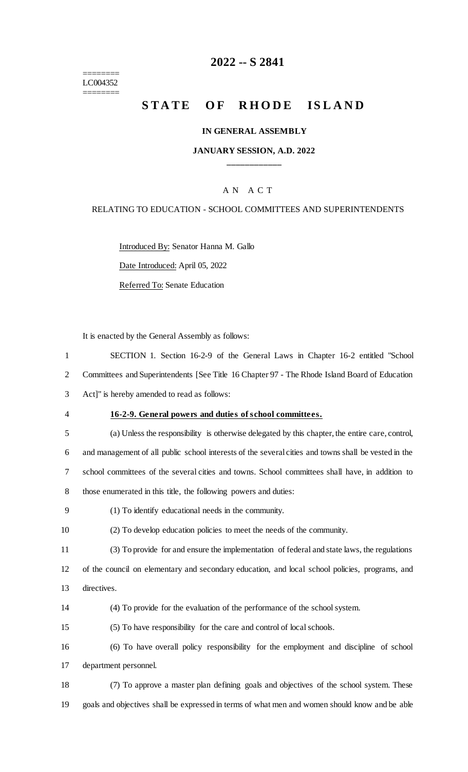========
LC004352
========

# 2022 -- S 2841

# STATE OF RHODE ISLAND

### IN GENERAL ASSEMBLY

### JANUARY SESSION, A.D. 2022

____________

A N A C T

RELATING TO EDUCATION - SCHOOL COMMITTEES AND SUPERINTENDENTS

Introduced By: Senator Hanna M. Gallo

Date Introduced: April 05, 2022

Referred To: Senate Education

It is enacted by the General Assembly as follows:

SECTION 1. Section 16-2-9 of the General Laws in Chapter 16-2 entitled "School Committees and Superintendents [See Title 16 Chapter 97 - The Rhode Island Board of Education Act]" is hereby amended to read as follows:

**16-2-9. General powers and duties of school committees.**

(a) Unless the responsibility is otherwise delegated by this chapter, the entire care, control, and management of all public school interests of the several cities and towns shall be vested in the school committees of the several cities and towns. School committees shall have, in addition to those enumerated in this title, the following powers and duties:

(1) To identify educational needs in the community.

(2) To develop education policies to meet the needs of the community.

(3) To provide for and ensure the implementation of federal and state laws, the regulations of the council on elementary and secondary education, and local school policies, programs, and directives.

(4) To provide for the evaluation of the performance of the school system.

(5) To have responsibility for the care and control of local schools.

(6) To have overall policy responsibility for the employment and discipline of school department personnel.

(7) To approve a master plan defining goals and objectives of the school system. These goals and objectives shall be expressed in terms of what men and women should know and be able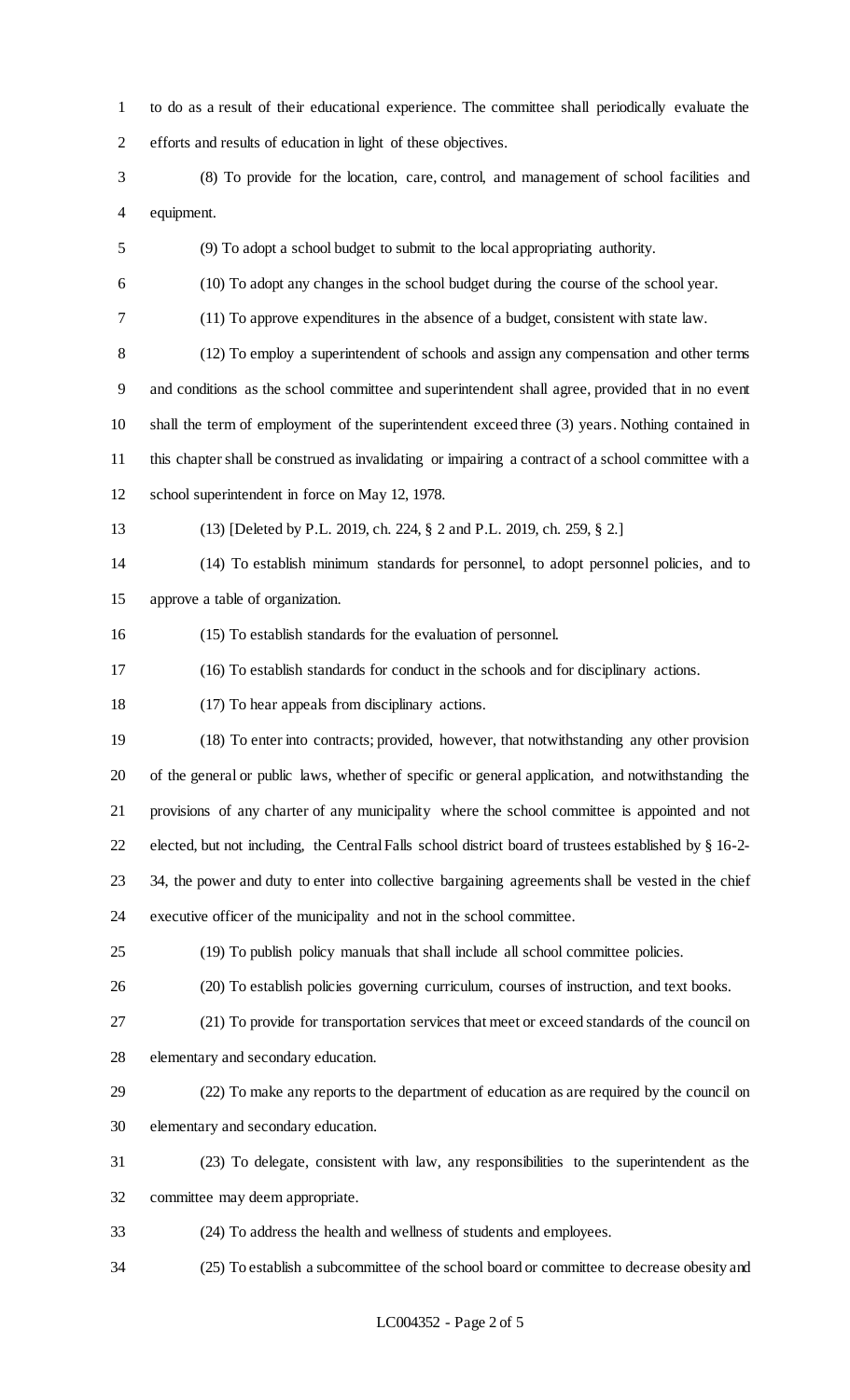to do as a result of their educational experience. The committee shall periodically evaluate the efforts and results of education in light of these objectives.

(8) To provide for the location, care, control, and management of school facilities and equipment.

(9) To adopt a school budget to submit to the local appropriating authority.

(10) To adopt any changes in the school budget during the course of the school year.

(11) To approve expenditures in the absence of a budget, consistent with state law.

(12) To employ a superintendent of schools and assign any compensation and other terms and conditions as the school committee and superintendent shall agree, provided that in no event shall the term of employment of the superintendent exceed three (3) years. Nothing contained in this chapter shall be construed as invalidating or impairing a contract of a school committee with a school superintendent in force on May 12, 1978.

(13) [Deleted by P.L. 2019, ch. 224, § 2 and P.L. 2019, ch. 259, § 2.]

(14) To establish minimum standards for personnel, to adopt personnel policies, and to approve a table of organization.

(15) To establish standards for the evaluation of personnel.

(16) To establish standards for conduct in the schools and for disciplinary actions.

(17) To hear appeals from disciplinary actions.

(18) To enter into contracts; provided, however, that notwithstanding any other provision of the general or public laws, whether of specific or general application, and notwithstanding the provisions of any charter of any municipality where the school committee is appointed and not elected, but not including, the Central Falls school district board of trustees established by § 16-2-34, the power and duty to enter into collective bargaining agreements shall be vested in the chief executive officer of the municipality and not in the school committee.

(19) To publish policy manuals that shall include all school committee policies.

(20) To establish policies governing curriculum, courses of instruction, and text books.

(21) To provide for transportation services that meet or exceed standards of the council on elementary and secondary education.

(22) To make any reports to the department of education as are required by the council on elementary and secondary education.

(23) To delegate, consistent with law, any responsibilities to the superintendent as the committee may deem appropriate.

(24) To address the health and wellness of students and employees.

(25) To establish a subcommittee of the school board or committee to decrease obesity and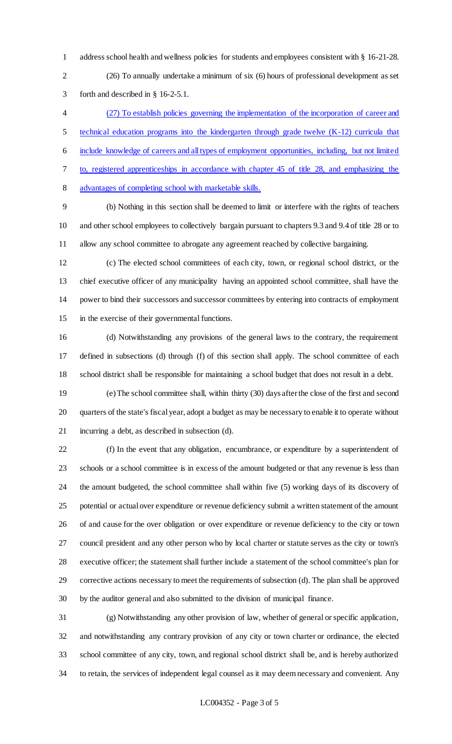address school health and wellness policies for students and employees consistent with § 16-21-28.

(26) To annually undertake a minimum of six (6) hours of professional development as set forth and described in § 16-2-5.1.

<u>(27) To establish policies governing the implementation of the incorporation of career and technical education programs into the kindergarten through grade twelve (K-12) curricula that include knowledge of careers and all types of employment opportunities, including, but not limited to, registered apprenticeships in accordance with chapter 45 of title 28, and emphasizing the advantages of completing school with marketable skills.</u>

(b) Nothing in this section shall be deemed to limit or interfere with the rights of teachers and other school employees to collectively bargain pursuant to chapters 9.3 and 9.4 of title 28 or to allow any school committee to abrogate any agreement reached by collective bargaining.

(c) The elected school committees of each city, town, or regional school district, or the chief executive officer of any municipality having an appointed school committee, shall have the power to bind their successors and successor committees by entering into contracts of employment in the exercise of their governmental functions.

(d) Notwithstanding any provisions of the general laws to the contrary, the requirement defined in subsections (d) through (f) of this section shall apply. The school committee of each school district shall be responsible for maintaining a school budget that does not result in a debt.

(e) The school committee shall, within thirty (30) days after the close of the first and second quarters of the state's fiscal year, adopt a budget as may be necessary to enable it to operate without incurring a debt, as described in subsection (d).

(f) In the event that any obligation, encumbrance, or expenditure by a superintendent of schools or a school committee is in excess of the amount budgeted or that any revenue is less than the amount budgeted, the school committee shall within five (5) working days of its discovery of potential or actual over expenditure or revenue deficiency submit a written statement of the amount of and cause for the over obligation or over expenditure or revenue deficiency to the city or town council president and any other person who by local charter or statute serves as the city or town's executive officer; the statement shall further include a statement of the school committee's plan for corrective actions necessary to meet the requirements of subsection (d). The plan shall be approved by the auditor general and also submitted to the division of municipal finance.

(g) Notwithstanding any other provision of law, whether of general or specific application, and notwithstanding any contrary provision of any city or town charter or ordinance, the elected school committee of any city, town, and regional school district shall be, and is hereby authorized to retain, the services of independent legal counsel as it may deem necessary and convenient. Any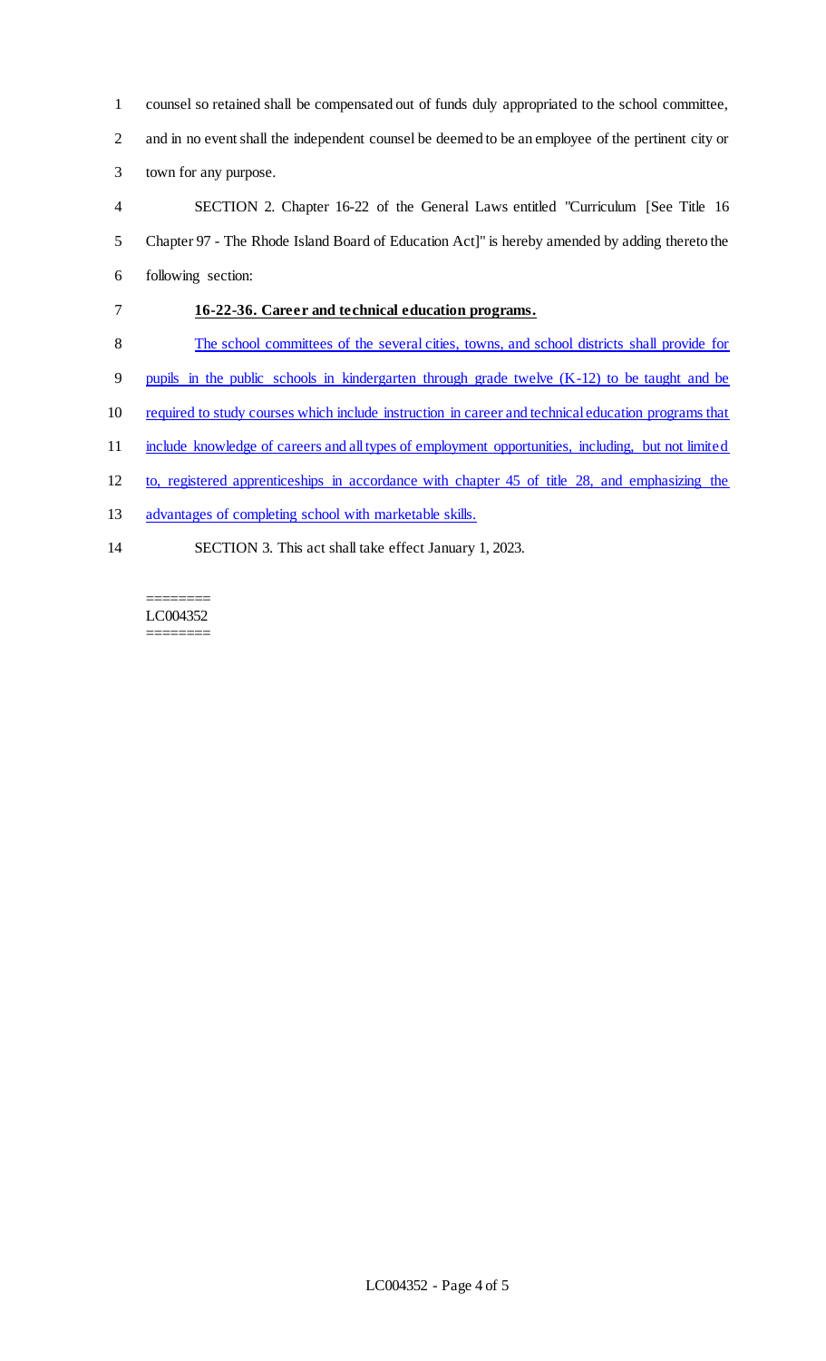counsel so retained shall be compensated out of funds duly appropriated to the school committee, and in no event shall the independent counsel be deemed to be an employee of the pertinent city or town for any purpose.

SECTION 2. Chapter 16-22 of the General Laws entitled "Curriculum [See Title 16 Chapter 97 - The Rhode Island Board of Education Act]" is hereby amended by adding thereto the following section:

**16-22-36. Career and technical education programs.**

The school committees of the several cities, towns, and school districts shall provide for pupils in the public schools in kindergarten through grade twelve (K-12) to be taught and be required to study courses which include instruction in career and technical education programs that include knowledge of careers and all types of employment opportunities, including, but not limited to, registered apprenticeships in accordance with chapter 45 of title 28, and emphasizing the advantages of completing school with marketable skills.

SECTION 3. This act shall take effect January 1, 2023.

========
LC004352
========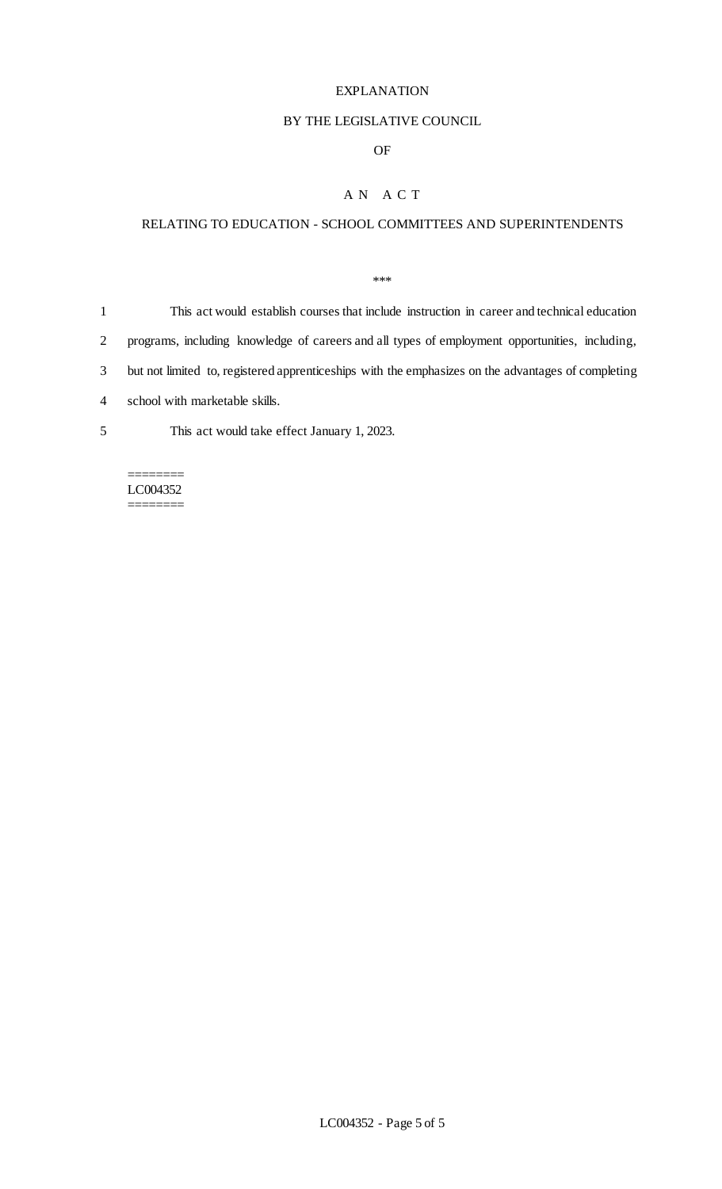EXPLANATION

BY THE LEGISLATIVE COUNCIL

OF

A N A C T

RELATING TO EDUCATION - SCHOOL COMMITTEES AND SUPERINTENDENTS

\*\*\*

1 This act would establish courses that include instruction in career and technical education
2 programs, including knowledge of careers and all types of employment opportunities, including,
3 but not limited to, registered apprenticeships with the emphasizes on the advantages of completing
4 school with marketable skills.

5 This act would take effect January 1, 2023.

========
LC004352
========